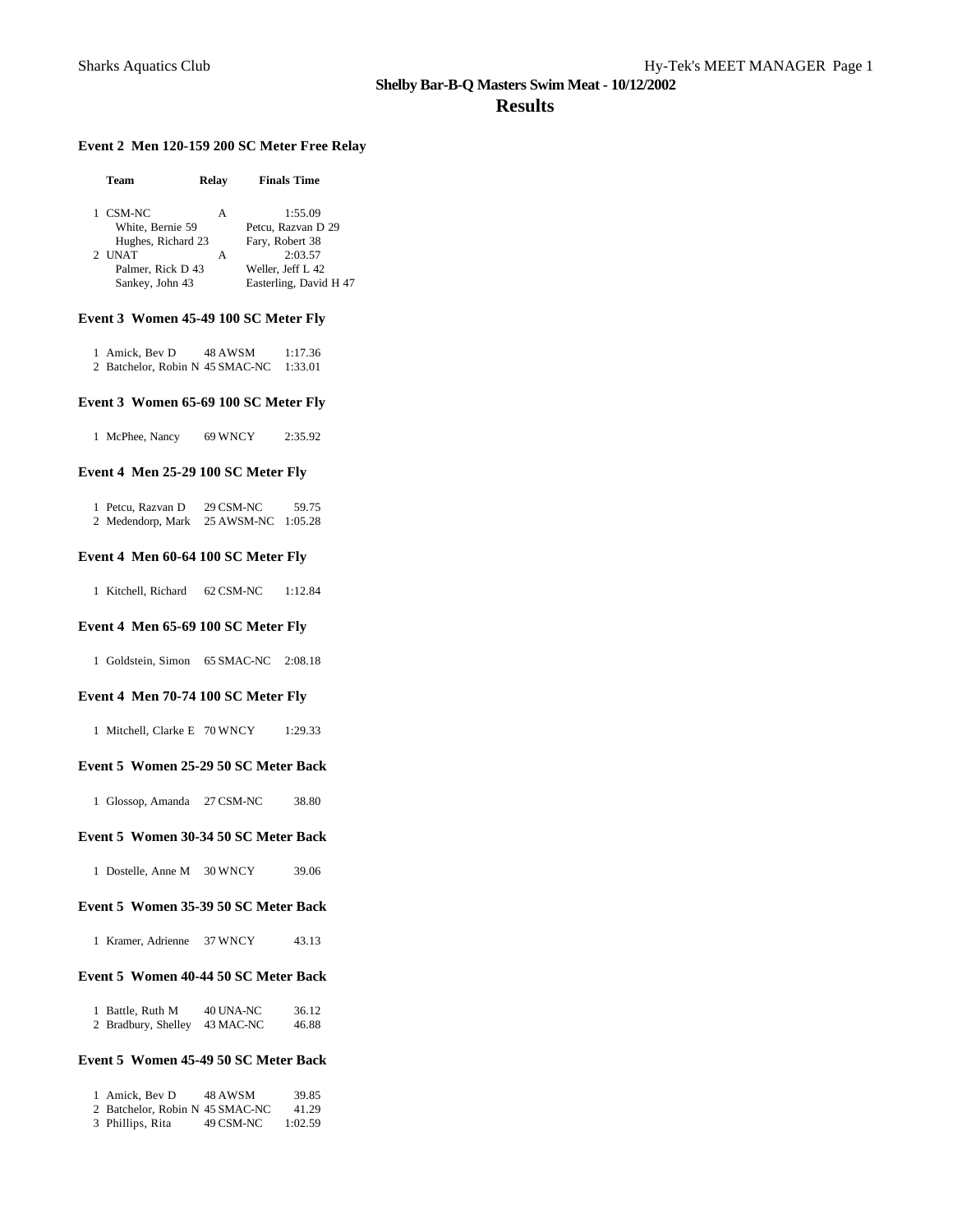# Shelby Bar-B-Q Masters Swim Meat - 10/12/2002

## Results

### Event 2 Men 120-159 200 SC Meter Free Relay

| | Team | Relay | Finals Time |
|---|---|---|---|
| 1 | CSM-NC | A | 1:55.09 |
| | White, Bernie 59 | | Petcu, Razvan D 29 |
| | Hughes, Richard 23 | | Fary, Robert 38 |
| 2 | UNAT | A | 2:03.57 |
| | Palmer, Rick D 43 | | Weller, Jeff L 42 |
| | Sankey, John 43 | | Easterling, David H 47 |

### Event 3 Women 45-49 100 SC Meter Fly

| | Name | Age | Team | Time |
|---|---|---|---|---|
| 1 | Amick, Bev D | 48 | AWSM | 1:17.36 |
| 2 | Batchelor, Robin N | 45 | SMAC-NC | 1:33.01 |

### Event 3 Women 65-69 100 SC Meter Fly

| | Name | Age | Team | Time |
|---|---|---|---|---|
| 1 | McPhee, Nancy | 69 | WNCY | 2:35.92 |

### Event 4 Men 25-29 100 SC Meter Fly

| | Name | Age | Team | Time |
|---|---|---|---|---|
| 1 | Petcu, Razvan D | 29 | CSM-NC | 59.75 |
| 2 | Medendorp, Mark | 25 | AWSM-NC | 1:05.28 |

### Event 4 Men 60-64 100 SC Meter Fly

| | Name | Age | Team | Time |
|---|---|---|---|---|
| 1 | Kitchell, Richard | 62 | CSM-NC | 1:12.84 |

### Event 4 Men 65-69 100 SC Meter Fly

| | Name | Age | Team | Time |
|---|---|---|---|---|
| 1 | Goldstein, Simon | 65 | SMAC-NC | 2:08.18 |

### Event 4 Men 70-74 100 SC Meter Fly

| | Name | Age | Team | Time |
|---|---|---|---|---|
| 1 | Mitchell, Clarke E | 70 | WNCY | 1:29.33 |

### Event 5 Women 25-29 50 SC Meter Back

| | Name | Age | Team | Time |
|---|---|---|---|---|
| 1 | Glossop, Amanda | 27 | CSM-NC | 38.80 |

### Event 5 Women 30-34 50 SC Meter Back

| | Name | Age | Team | Time |
|---|---|---|---|---|
| 1 | Dostelle, Anne M | 30 | WNCY | 39.06 |

### Event 5 Women 35-39 50 SC Meter Back

| | Name | Age | Team | Time |
|---|---|---|---|---|
| 1 | Kramer, Adrienne | 37 | WNCY | 43.13 |

### Event 5 Women 40-44 50 SC Meter Back

| | Name | Age | Team | Time |
|---|---|---|---|---|
| 1 | Battle, Ruth M | 40 | UNA-NC | 36.12 |
| 2 | Bradbury, Shelley | 43 | MAC-NC | 46.88 |

### Event 5 Women 45-49 50 SC Meter Back

| | Name | Age | Team | Time |
|---|---|---|---|---|
| 1 | Amick, Bev D | 48 | AWSM | 39.85 |
| 2 | Batchelor, Robin N | 45 | SMAC-NC | 41.29 |
| 3 | Phillips, Rita | 49 | CSM-NC | 1:02.59 |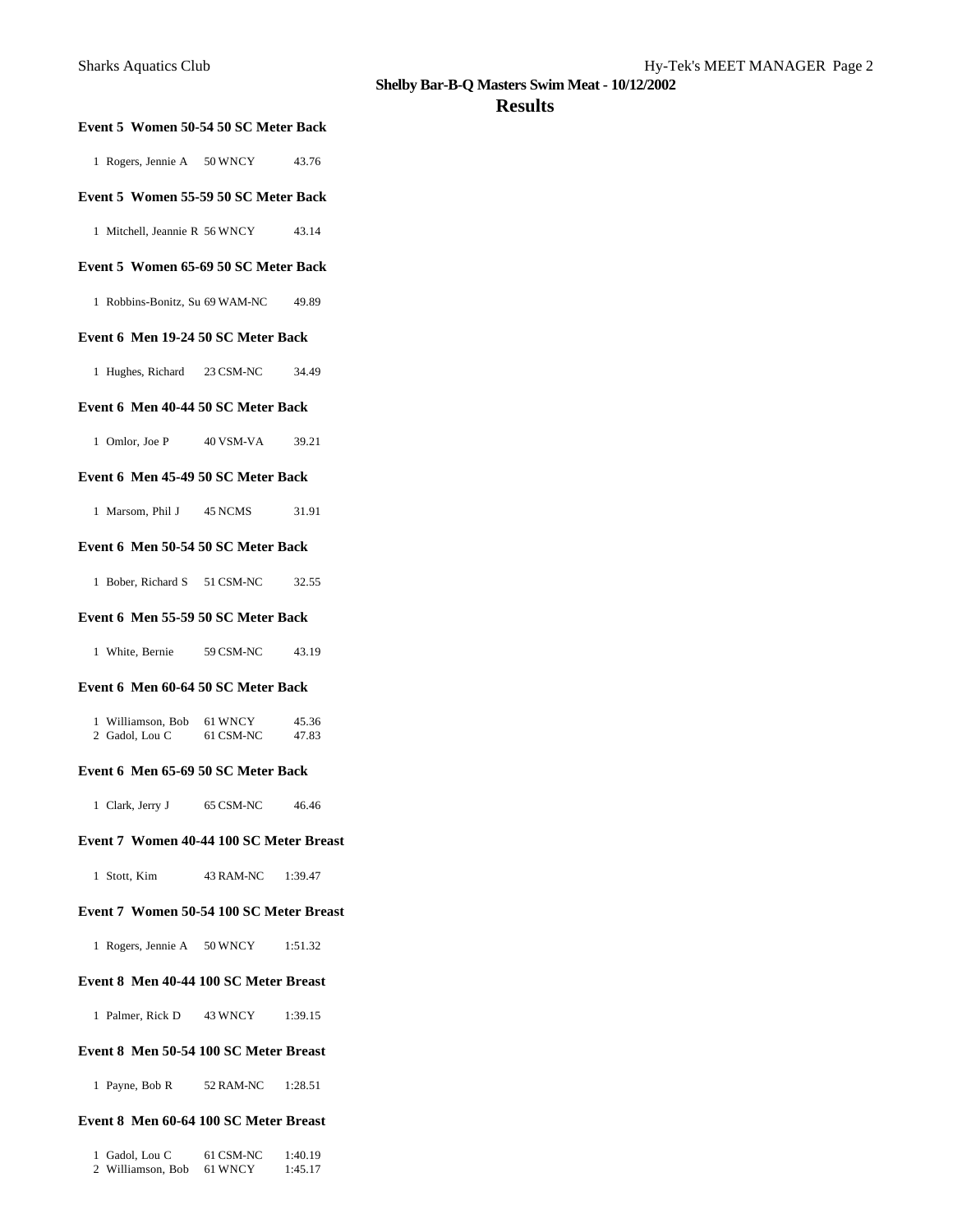**Shelby Bar-B-Q Masters Swim Meat - 10/12/2002**

## Results

### Event 5 Women 50-54 50 SC Meter Back

| | Name | Age | Team | Time |
|---|---|---|---|---|
| 1 | Rogers, Jennie A | 50 | WNCY | 43.76 |

### Event 5 Women 55-59 50 SC Meter Back

| | Name | Age | Team | Time |
|---|---|---|---|---|
| 1 | Mitchell, Jeannie R | 56 | WNCY | 43.14 |

### Event 5 Women 65-69 50 SC Meter Back

| | Name | Age | Team | Time |
|---|---|---|---|---|
| 1 | Robbins-Bonitz, Su | 69 | WAM-NC | 49.89 |

### Event 6 Men 19-24 50 SC Meter Back

| | Name | Age | Team | Time |
|---|---|---|---|---|
| 1 | Hughes, Richard | 23 | CSM-NC | 34.49 |

### Event 6 Men 40-44 50 SC Meter Back

| | Name | Age | Team | Time |
|---|---|---|---|---|
| 1 | Omlor, Joe P | 40 | VSM-VA | 39.21 |

### Event 6 Men 45-49 50 SC Meter Back

| | Name | Age | Team | Time |
|---|---|---|---|---|
| 1 | Marsom, Phil J | 45 | NCMS | 31.91 |

### Event 6 Men 50-54 50 SC Meter Back

| | Name | Age | Team | Time |
|---|---|---|---|---|
| 1 | Bober, Richard S | 51 | CSM-NC | 32.55 |

### Event 6 Men 55-59 50 SC Meter Back

| | Name | Age | Team | Time |
|---|---|---|---|---|
| 1 | White, Bernie | 59 | CSM-NC | 43.19 |

### Event 6 Men 60-64 50 SC Meter Back

| | Name | Age | Team | Time |
|---|---|---|---|---|
| 1 | Williamson, Bob | 61 | WNCY | 45.36 |
| 2 | Gadol, Lou C | 61 | CSM-NC | 47.83 |

### Event 6 Men 65-69 50 SC Meter Back

| | Name | Age | Team | Time |
|---|---|---|---|---|
| 1 | Clark, Jerry J | 65 | CSM-NC | 46.46 |

### Event 7 Women 40-44 100 SC Meter Breast

| | Name | Age | Team | Time |
|---|---|---|---|---|
| 1 | Stott, Kim | 43 | RAM-NC | 1:39.47 |

### Event 7 Women 50-54 100 SC Meter Breast

| | Name | Age | Team | Time |
|---|---|---|---|---|
| 1 | Rogers, Jennie A | 50 | WNCY | 1:51.32 |

### Event 8 Men 40-44 100 SC Meter Breast

| | Name | Age | Team | Time |
|---|---|---|---|---|
| 1 | Palmer, Rick D | 43 | WNCY | 1:39.15 |

### Event 8 Men 50-54 100 SC Meter Breast

| | Name | Age | Team | Time |
|---|---|---|---|---|
| 1 | Payne, Bob R | 52 | RAM-NC | 1:28.51 |

### Event 8 Men 60-64 100 SC Meter Breast

| | Name | Age | Team | Time |
|---|---|---|---|---|
| 1 | Gadol, Lou C | 61 | CSM-NC | 1:40.19 |
| 2 | Williamson, Bob | 61 | WNCY | 1:45.17 |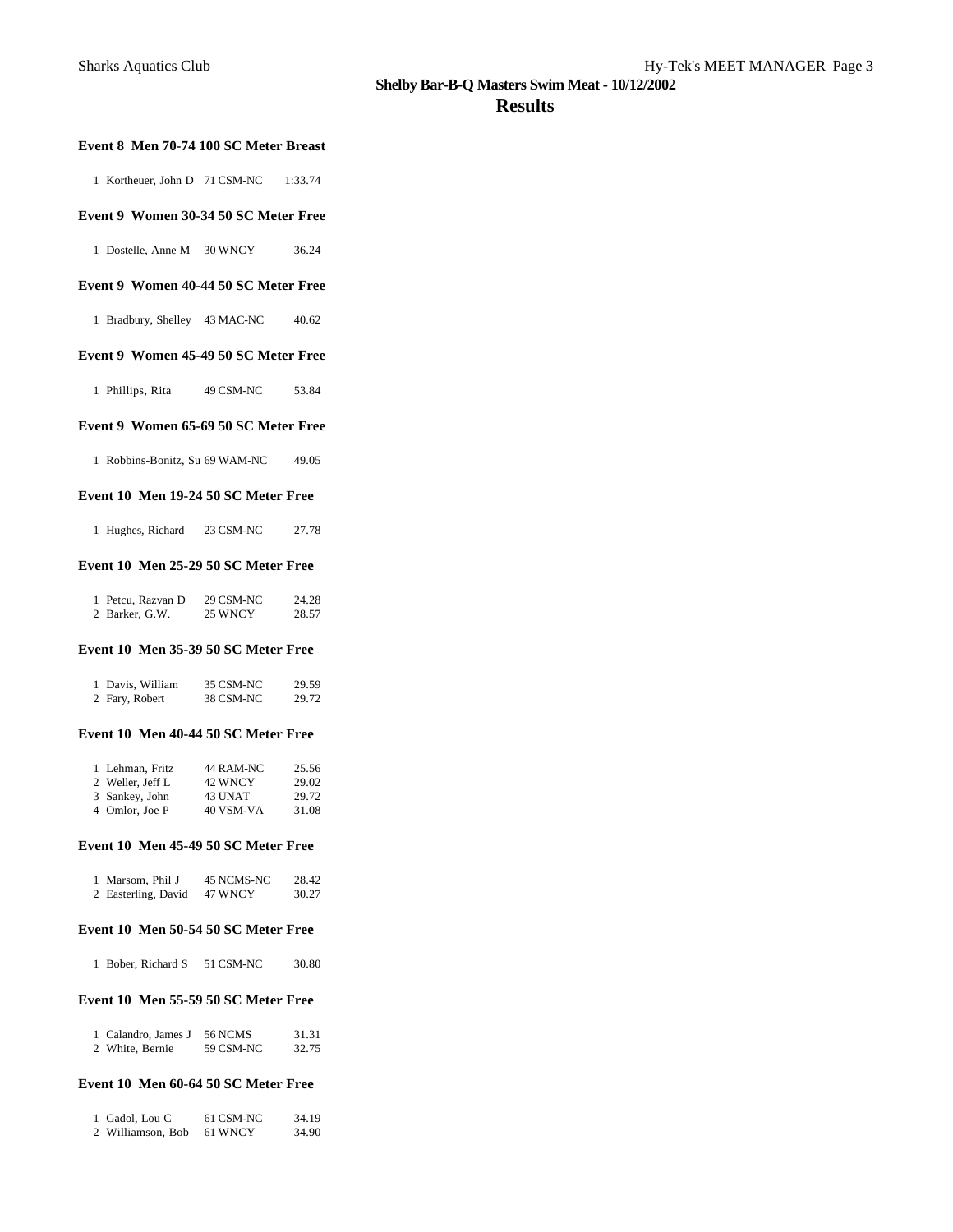## Shelby Bar-B-Q Masters Swim Meat - 10/12/2002

# Results

### Event 8 Men 70-74 100 SC Meter Breast

| | Name | Age | Team | Time |
|---|---|---|---|---|
| 1 | Kortheuer, John D | 71 | CSM-NC | 1:33.74 |

### Event 9 Women 30-34 50 SC Meter Free

| | Name | Age | Team | Time |
|---|---|---|---|---|
| 1 | Dostelle, Anne M | 30 | WNCY | 36.24 |

### Event 9 Women 40-44 50 SC Meter Free

| | Name | Age | Team | Time |
|---|---|---|---|---|
| 1 | Bradbury, Shelley | 43 | MAC-NC | 40.62 |

### Event 9 Women 45-49 50 SC Meter Free

| | Name | Age | Team | Time |
|---|---|---|---|---|
| 1 | Phillips, Rita | 49 | CSM-NC | 53.84 |

### Event 9 Women 65-69 50 SC Meter Free

| | Name | Age | Team | Time |
|---|---|---|---|---|
| 1 | Robbins-Bonitz, Su | 69 | WAM-NC | 49.05 |

### Event 10 Men 19-24 50 SC Meter Free

| | Name | Age | Team | Time |
|---|---|---|---|---|
| 1 | Hughes, Richard | 23 | CSM-NC | 27.78 |

### Event 10 Men 25-29 50 SC Meter Free

| | Name | Age | Team | Time |
|---|---|---|---|---|
| 1 | Petcu, Razvan D | 29 | CSM-NC | 24.28 |
| 2 | Barker, G.W. | 25 | WNCY | 28.57 |

### Event 10 Men 35-39 50 SC Meter Free

| | Name | Age | Team | Time |
|---|---|---|---|---|
| 1 | Davis, William | 35 | CSM-NC | 29.59 |
| 2 | Fary, Robert | 38 | CSM-NC | 29.72 |

### Event 10 Men 40-44 50 SC Meter Free

| | Name | Age | Team | Time |
|---|---|---|---|---|
| 1 | Lehman, Fritz | 44 | RAM-NC | 25.56 |
| 2 | Weller, Jeff L | 42 | WNCY | 29.02 |
| 3 | Sankey, John | 43 | UNAT | 29.72 |
| 4 | Omlor, Joe P | 40 | VSM-VA | 31.08 |

### Event 10 Men 45-49 50 SC Meter Free

| | Name | Age | Team | Time |
|---|---|---|---|---|
| 1 | Marsom, Phil J | 45 | NCMS-NC | 28.42 |
| 2 | Easterling, David | 47 | WNCY | 30.27 |

### Event 10 Men 50-54 50 SC Meter Free

| | Name | Age | Team | Time |
|---|---|---|---|---|
| 1 | Bober, Richard S | 51 | CSM-NC | 30.80 |

### Event 10 Men 55-59 50 SC Meter Free

| | Name | Age | Team | Time |
|---|---|---|---|---|
| 1 | Calandro, James J | 56 | NCMS | 31.31 |
| 2 | White, Bernie | 59 | CSM-NC | 32.75 |

### Event 10 Men 60-64 50 SC Meter Free

| | Name | Age | Team | Time |
|---|---|---|---|---|
| 1 | Gadol, Lou C | 61 | CSM-NC | 34.19 |
| 2 | Williamson, Bob | 61 | WNCY | 34.90 |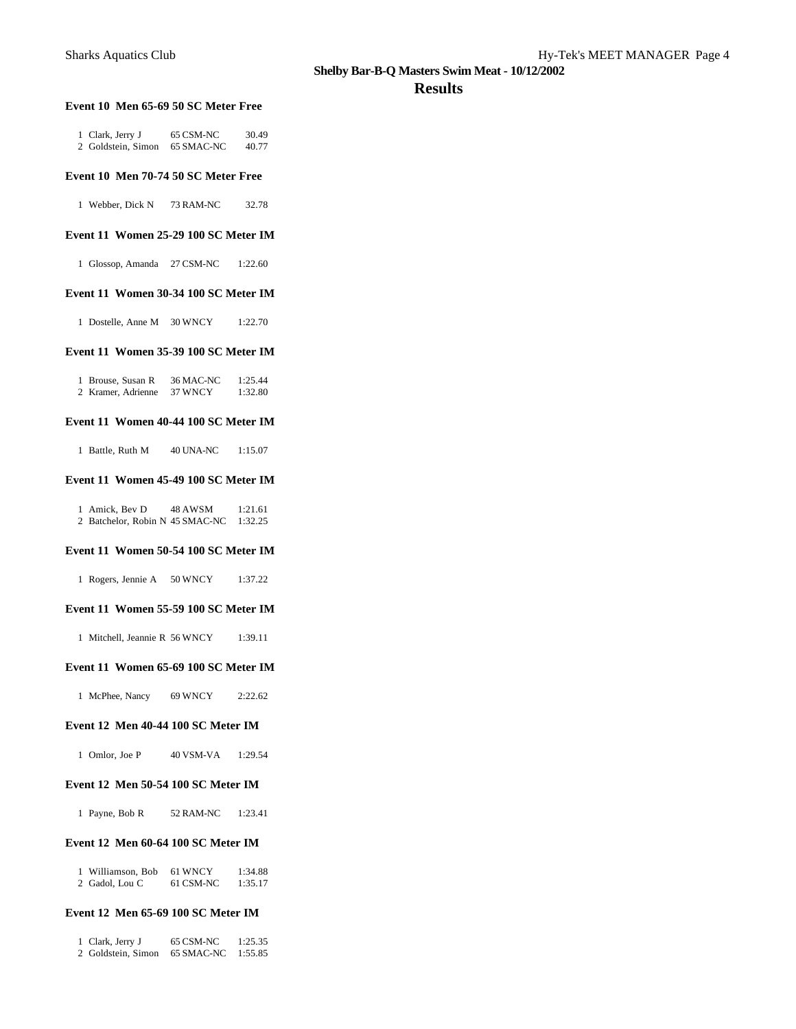## Shelby Bar-B-Q Masters Swim Meat - 10/12/2002

## Results

### Event 10 Men 65-69 50 SC Meter Free

| | Name | Age | Team | Time |
|---|---|---|---|---|
| 1 | Clark, Jerry J | 65 | CSM-NC | 30.49 |
| 2 | Goldstein, Simon | 65 | SMAC-NC | 40.77 |

### Event 10 Men 70-74 50 SC Meter Free

| | Name | Age | Team | Time |
|---|---|---|---|---|
| 1 | Webber, Dick N | 73 | RAM-NC | 32.78 |

### Event 11 Women 25-29 100 SC Meter IM

| | Name | Age | Team | Time |
|---|---|---|---|---|
| 1 | Glossop, Amanda | 27 | CSM-NC | 1:22.60 |

### Event 11 Women 30-34 100 SC Meter IM

| | Name | Age | Team | Time |
|---|---|---|---|---|
| 1 | Dostelle, Anne M | 30 | WNCY | 1:22.70 |

### Event 11 Women 35-39 100 SC Meter IM

| | Name | Age | Team | Time |
|---|---|---|---|---|
| 1 | Brouse, Susan R | 36 | MAC-NC | 1:25.44 |
| 2 | Kramer, Adrienne | 37 | WNCY | 1:32.80 |

### Event 11 Women 40-44 100 SC Meter IM

| | Name | Age | Team | Time |
|---|---|---|---|---|
| 1 | Battle, Ruth M | 40 | UNA-NC | 1:15.07 |

### Event 11 Women 45-49 100 SC Meter IM

| | Name | Age | Team | Time |
|---|---|---|---|---|
| 1 | Amick, Bev D | 48 | AWSM | 1:21.61 |
| 2 | Batchelor, Robin N | 45 | SMAC-NC | 1:32.25 |

### Event 11 Women 50-54 100 SC Meter IM

| | Name | Age | Team | Time |
|---|---|---|---|---|
| 1 | Rogers, Jennie A | 50 | WNCY | 1:37.22 |

### Event 11 Women 55-59 100 SC Meter IM

| | Name | Age | Team | Time |
|---|---|---|---|---|
| 1 | Mitchell, Jeannie R | 56 | WNCY | 1:39.11 |

### Event 11 Women 65-69 100 SC Meter IM

| | Name | Age | Team | Time |
|---|---|---|---|---|
| 1 | McPhee, Nancy | 69 | WNCY | 2:22.62 |

### Event 12 Men 40-44 100 SC Meter IM

| | Name | Age | Team | Time |
|---|---|---|---|---|
| 1 | Omlor, Joe P | 40 | VSM-VA | 1:29.54 |

### Event 12 Men 50-54 100 SC Meter IM

| | Name | Age | Team | Time |
|---|---|---|---|---|
| 1 | Payne, Bob R | 52 | RAM-NC | 1:23.41 |

### Event 12 Men 60-64 100 SC Meter IM

| | Name | Age | Team | Time |
|---|---|---|---|---|
| 1 | Williamson, Bob | 61 | WNCY | 1:34.88 |
| 2 | Gadol, Lou C | 61 | CSM-NC | 1:35.17 |

### Event 12 Men 65-69 100 SC Meter IM

| | Name | Age | Team | Time |
|---|---|---|---|---|
| 1 | Clark, Jerry J | 65 | CSM-NC | 1:25.35 |
| 2 | Goldstein, Simon | 65 | SMAC-NC | 1:55.85 |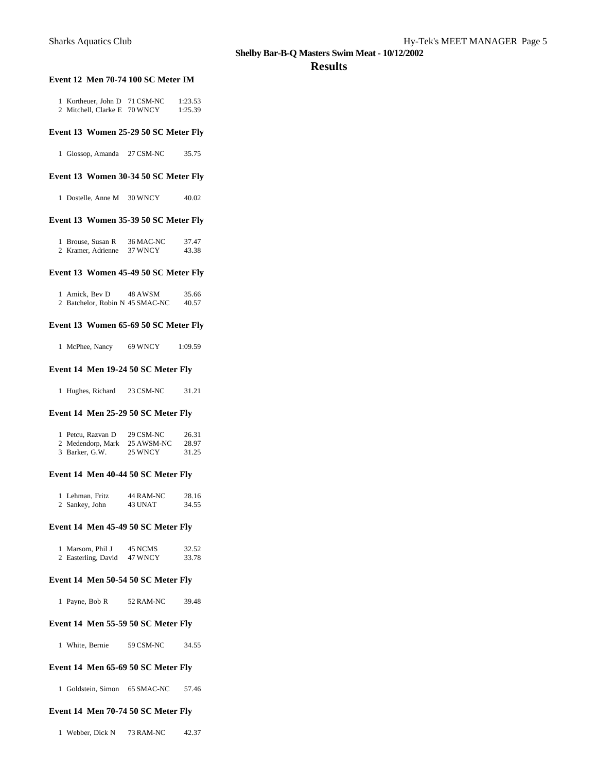## Shelby Bar-B-Q Masters Swim Meat - 10/12/2002

## Results

### Event 12 Men 70-74 100 SC Meter IM

| | Name | Age | Team | Time |
|---|---|---|---|---|
| 1 | Kortheuer, John D | 71 | CSM-NC | 1:23.53 |
| 2 | Mitchell, Clarke E | 70 | WNCY | 1:25.39 |

### Event 13 Women 25-29 50 SC Meter Fly

| | Name | Age | Team | Time |
|---|---|---|---|---|
| 1 | Glossop, Amanda | 27 | CSM-NC | 35.75 |

### Event 13 Women 30-34 50 SC Meter Fly

| | Name | Age | Team | Time |
|---|---|---|---|---|
| 1 | Dostelle, Anne M | 30 | WNCY | 40.02 |

### Event 13 Women 35-39 50 SC Meter Fly

| | Name | Age | Team | Time |
|---|---|---|---|---|
| 1 | Brouse, Susan R | 36 | MAC-NC | 37.47 |
| 2 | Kramer, Adrienne | 37 | WNCY | 43.38 |

### Event 13 Women 45-49 50 SC Meter Fly

| | Name | Age | Team | Time |
|---|---|---|---|---|
| 1 | Amick, Bev D | 48 | AWSM | 35.66 |
| 2 | Batchelor, Robin N | 45 | SMAC-NC | 40.57 |

### Event 13 Women 65-69 50 SC Meter Fly

| | Name | Age | Team | Time |
|---|---|---|---|---|
| 1 | McPhee, Nancy | 69 | WNCY | 1:09.59 |

### Event 14 Men 19-24 50 SC Meter Fly

| | Name | Age | Team | Time |
|---|---|---|---|---|
| 1 | Hughes, Richard | 23 | CSM-NC | 31.21 |

### Event 14 Men 25-29 50 SC Meter Fly

| | Name | Age | Team | Time |
|---|---|---|---|---|
| 1 | Petcu, Razvan D | 29 | CSM-NC | 26.31 |
| 2 | Medendorp, Mark | 25 | AWSM-NC | 28.97 |
| 3 | Barker, G.W. | 25 | WNCY | 31.25 |

### Event 14 Men 40-44 50 SC Meter Fly

| | Name | Age | Team | Time |
|---|---|---|---|---|
| 1 | Lehman, Fritz | 44 | RAM-NC | 28.16 |
| 2 | Sankey, John | 43 | UNAT | 34.55 |

### Event 14 Men 45-49 50 SC Meter Fly

| | Name | Age | Team | Time |
|---|---|---|---|---|
| 1 | Marsom, Phil J | 45 | NCMS | 32.52 |
| 2 | Easterling, David | 47 | WNCY | 33.78 |

### Event 14 Men 50-54 50 SC Meter Fly

| | Name | Age | Team | Time |
|---|---|---|---|---|
| 1 | Payne, Bob R | 52 | RAM-NC | 39.48 |

### Event 14 Men 55-59 50 SC Meter Fly

| | Name | Age | Team | Time |
|---|---|---|---|---|
| 1 | White, Bernie | 59 | CSM-NC | 34.55 |

### Event 14 Men 65-69 50 SC Meter Fly

| | Name | Age | Team | Time |
|---|---|---|---|---|
| 1 | Goldstein, Simon | 65 | SMAC-NC | 57.46 |

### Event 14 Men 70-74 50 SC Meter Fly

| | Name | Age | Team | Time |
|---|---|---|---|---|
| 1 | Webber, Dick N | 73 | RAM-NC | 42.37 |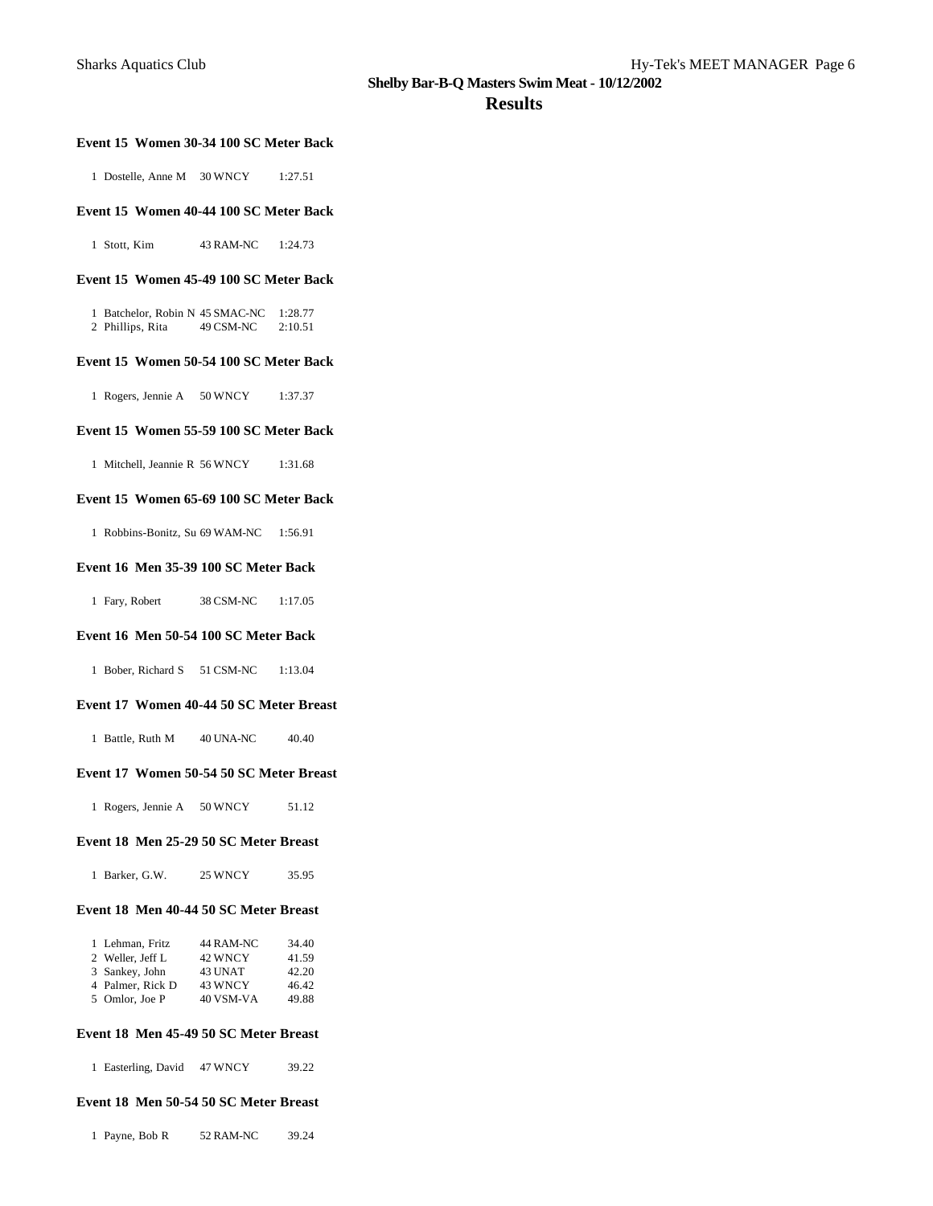**Shelby Bar-B-Q Masters Swim Meat - 10/12/2002**

## Results

### Event 15 Women 30-34 100 SC Meter Back

| | Name | Age Team | Time |
|---|---|---|---|
| 1 | Dostelle, Anne M | 30 WNCY | 1:27.51 |

### Event 15 Women 40-44 100 SC Meter Back

| | Name | Age Team | Time |
|---|---|---|---|
| 1 | Stott, Kim | 43 RAM-NC | 1:24.73 |

### Event 15 Women 45-49 100 SC Meter Back

| | Name | Age Team | Time |
|---|---|---|---|
| 1 | Batchelor, Robin N | 45 SMAC-NC | 1:28.77 |
| 2 | Phillips, Rita | 49 CSM-NC | 2:10.51 |

### Event 15 Women 50-54 100 SC Meter Back

| | Name | Age Team | Time |
|---|---|---|---|
| 1 | Rogers, Jennie A | 50 WNCY | 1:37.37 |

### Event 15 Women 55-59 100 SC Meter Back

| | Name | Age Team | Time |
|---|---|---|---|
| 1 | Mitchell, Jeannie R | 56 WNCY | 1:31.68 |

### Event 15 Women 65-69 100 SC Meter Back

| | Name | Age Team | Time |
|---|---|---|---|
| 1 | Robbins-Bonitz, Su | 69 WAM-NC | 1:56.91 |

### Event 16 Men 35-39 100 SC Meter Back

| | Name | Age Team | Time |
|---|---|---|---|
| 1 | Fary, Robert | 38 CSM-NC | 1:17.05 |

### Event 16 Men 50-54 100 SC Meter Back

| | Name | Age Team | Time |
|---|---|---|---|
| 1 | Bober, Richard S | 51 CSM-NC | 1:13.04 |

### Event 17 Women 40-44 50 SC Meter Breast

| | Name | Age Team | Time |
|---|---|---|---|
| 1 | Battle, Ruth M | 40 UNA-NC | 40.40 |

### Event 17 Women 50-54 50 SC Meter Breast

| | Name | Age Team | Time |
|---|---|---|---|
| 1 | Rogers, Jennie A | 50 WNCY | 51.12 |

### Event 18 Men 25-29 50 SC Meter Breast

| | Name | Age Team | Time |
|---|---|---|---|
| 1 | Barker, G.W. | 25 WNCY | 35.95 |

### Event 18 Men 40-44 50 SC Meter Breast

| | Name | Age Team | Time |
|---|---|---|---|
| 1 | Lehman, Fritz | 44 RAM-NC | 34.40 |
| 2 | Weller, Jeff L | 42 WNCY | 41.59 |
| 3 | Sankey, John | 43 UNAT | 42.20 |
| 4 | Palmer, Rick D | 43 WNCY | 46.42 |
| 5 | Omlor, Joe P | 40 VSM-VA | 49.88 |

### Event 18 Men 45-49 50 SC Meter Breast

| | Name | Age Team | Time |
|---|---|---|---|
| 1 | Easterling, David | 47 WNCY | 39.22 |

### Event 18 Men 50-54 50 SC Meter Breast

| | Name | Age Team | Time |
|---|---|---|---|
| 1 | Payne, Bob R | 52 RAM-NC | 39.24 |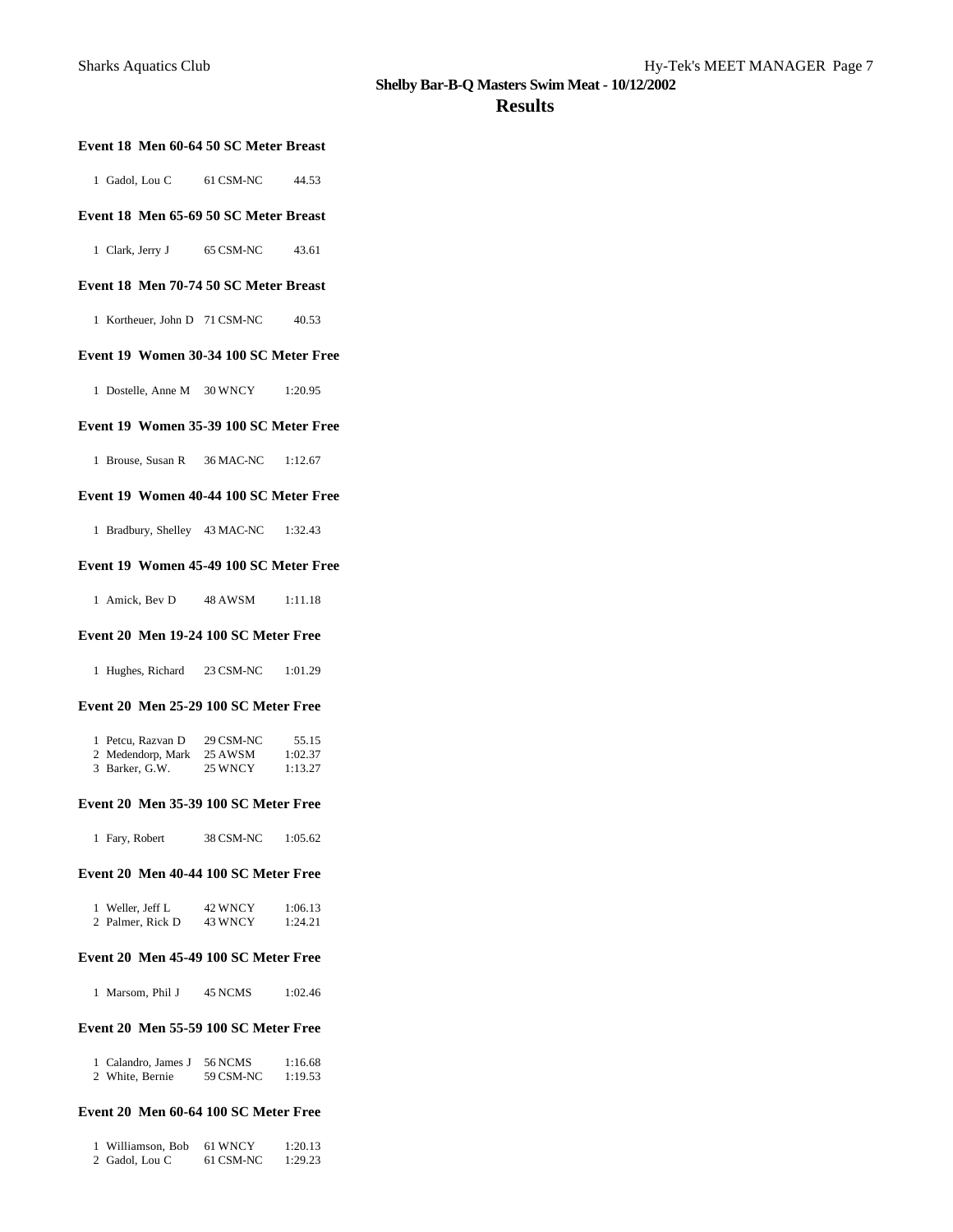## Shelby Bar-B-Q Masters Swim Meat - 10/12/2002

## Results

### Event 18 Men 60-64 50 SC Meter Breast

| Place | Name | Age | Team | Time |
|---|---|---|---|---|
| 1 | Gadol, Lou C | 61 | CSM-NC | 44.53 |

### Event 18 Men 65-69 50 SC Meter Breast

| Place | Name | Age | Team | Time |
|---|---|---|---|---|
| 1 | Clark, Jerry J | 65 | CSM-NC | 43.61 |

### Event 18 Men 70-74 50 SC Meter Breast

| Place | Name | Age | Team | Time |
|---|---|---|---|---|
| 1 | Kortheuer, John D | 71 | CSM-NC | 40.53 |

### Event 19 Women 30-34 100 SC Meter Free

| Place | Name | Age | Team | Time |
|---|---|---|---|---|
| 1 | Dostelle, Anne M | 30 | WNCY | 1:20.95 |

### Event 19 Women 35-39 100 SC Meter Free

| Place | Name | Age | Team | Time |
|---|---|---|---|---|
| 1 | Brouse, Susan R | 36 | MAC-NC | 1:12.67 |

### Event 19 Women 40-44 100 SC Meter Free

| Place | Name | Age | Team | Time |
|---|---|---|---|---|
| 1 | Bradbury, Shelley | 43 | MAC-NC | 1:32.43 |

### Event 19 Women 45-49 100 SC Meter Free

| Place | Name | Age | Team | Time |
|---|---|---|---|---|
| 1 | Amick, Bev D | 48 | AWSM | 1:11.18 |

### Event 20 Men 19-24 100 SC Meter Free

| Place | Name | Age | Team | Time |
|---|---|---|---|---|
| 1 | Hughes, Richard | 23 | CSM-NC | 1:01.29 |

### Event 20 Men 25-29 100 SC Meter Free

| Place | Name | Age | Team | Time |
|---|---|---|---|---|
| 1 | Petcu, Razvan D | 29 | CSM-NC | 55.15 |
| 2 | Medendorp, Mark | 25 | AWSM | 1:02.37 |
| 3 | Barker, G.W. | 25 | WNCY | 1:13.27 |

### Event 20 Men 35-39 100 SC Meter Free

| Place | Name | Age | Team | Time |
|---|---|---|---|---|
| 1 | Fary, Robert | 38 | CSM-NC | 1:05.62 |

### Event 20 Men 40-44 100 SC Meter Free

| Place | Name | Age | Team | Time |
|---|---|---|---|---|
| 1 | Weller, Jeff L | 42 | WNCY | 1:06.13 |
| 2 | Palmer, Rick D | 43 | WNCY | 1:24.21 |

### Event 20 Men 45-49 100 SC Meter Free

| Place | Name | Age | Team | Time |
|---|---|---|---|---|
| 1 | Marsom, Phil J | 45 | NCMS | 1:02.46 |

### Event 20 Men 55-59 100 SC Meter Free

| Place | Name | Age | Team | Time |
|---|---|---|---|---|
| 1 | Calandro, James J | 56 | NCMS | 1:16.68 |
| 2 | White, Bernie | 59 | CSM-NC | 1:19.53 |

### Event 20 Men 60-64 100 SC Meter Free

| Place | Name | Age | Team | Time |
|---|---|---|---|---|
| 1 | Williamson, Bob | 61 | WNCY | 1:20.13 |
| 2 | Gadol, Lou C | 61 | CSM-NC | 1:29.23 |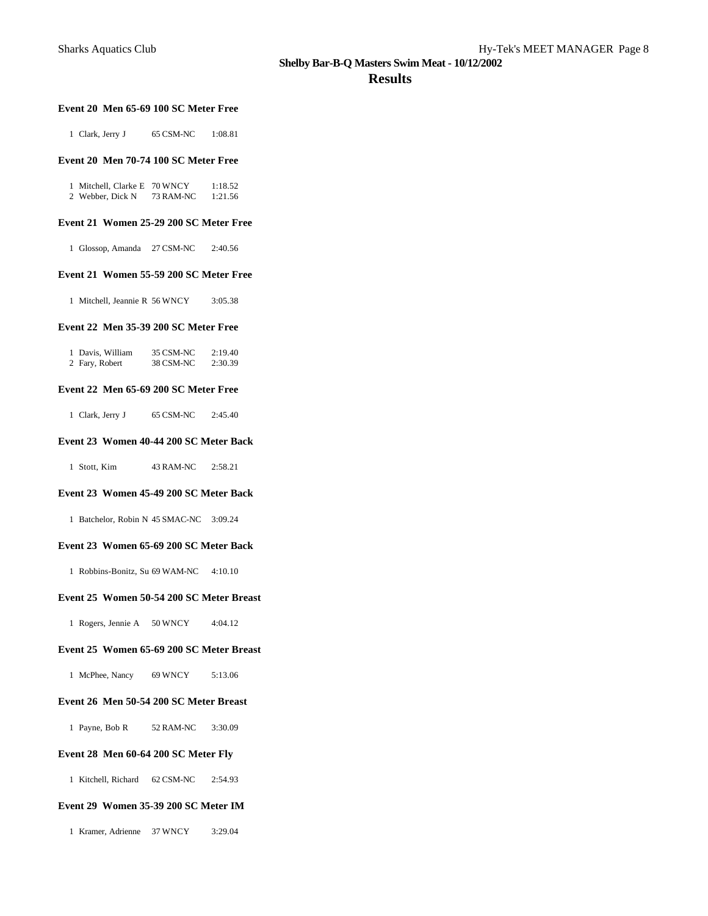## Shelby Bar-B-Q Masters Swim Meat - 10/12/2002

# Results

### Event 20 Men 65-69 100 SC Meter Free

| | Name | Age | Team | Time |
|---|---|---|---|---|
| 1 | Clark, Jerry J | 65 | CSM-NC | 1:08.81 |

### Event 20 Men 70-74 100 SC Meter Free

| | Name | Age | Team | Time |
|---|---|---|---|---|
| 1 | Mitchell, Clarke E | 70 | WNCY | 1:18.52 |
| 2 | Webber, Dick N | 73 | RAM-NC | 1:21.56 |

### Event 21 Women 25-29 200 SC Meter Free

| | Name | Age | Team | Time |
|---|---|---|---|---|
| 1 | Glossop, Amanda | 27 | CSM-NC | 2:40.56 |

### Event 21 Women 55-59 200 SC Meter Free

| | Name | Age | Team | Time |
|---|---|---|---|---|
| 1 | Mitchell, Jeannie R | 56 | WNCY | 3:05.38 |

### Event 22 Men 35-39 200 SC Meter Free

| | Name | Age | Team | Time |
|---|---|---|---|---|
| 1 | Davis, William | 35 | CSM-NC | 2:19.40 |
| 2 | Fary, Robert | 38 | CSM-NC | 2:30.39 |

### Event 22 Men 65-69 200 SC Meter Free

| | Name | Age | Team | Time |
|---|---|---|---|---|
| 1 | Clark, Jerry J | 65 | CSM-NC | 2:45.40 |

### Event 23 Women 40-44 200 SC Meter Back

| | Name | Age | Team | Time |
|---|---|---|---|---|
| 1 | Stott, Kim | 43 | RAM-NC | 2:58.21 |

### Event 23 Women 45-49 200 SC Meter Back

| | Name | Age | Team | Time |
|---|---|---|---|---|
| 1 | Batchelor, Robin N | 45 | SMAC-NC | 3:09.24 |

### Event 23 Women 65-69 200 SC Meter Back

| | Name | Age | Team | Time |
|---|---|---|---|---|
| 1 | Robbins-Bonitz, Su | 69 | WAM-NC | 4:10.10 |

### Event 25 Women 50-54 200 SC Meter Breast

| | Name | Age | Team | Time |
|---|---|---|---|---|
| 1 | Rogers, Jennie A | 50 | WNCY | 4:04.12 |

### Event 25 Women 65-69 200 SC Meter Breast

| | Name | Age | Team | Time |
|---|---|---|---|---|
| 1 | McPhee, Nancy | 69 | WNCY | 5:13.06 |

### Event 26 Men 50-54 200 SC Meter Breast

| | Name | Age | Team | Time |
|---|---|---|---|---|
| 1 | Payne, Bob R | 52 | RAM-NC | 3:30.09 |

### Event 28 Men 60-64 200 SC Meter Fly

| | Name | Age | Team | Time |
|---|---|---|---|---|
| 1 | Kitchell, Richard | 62 | CSM-NC | 2:54.93 |

### Event 29 Women 35-39 200 SC Meter IM

| | Name | Age | Team | Time |
|---|---|---|---|---|
| 1 | Kramer, Adrienne | 37 | WNCY | 3:29.04 |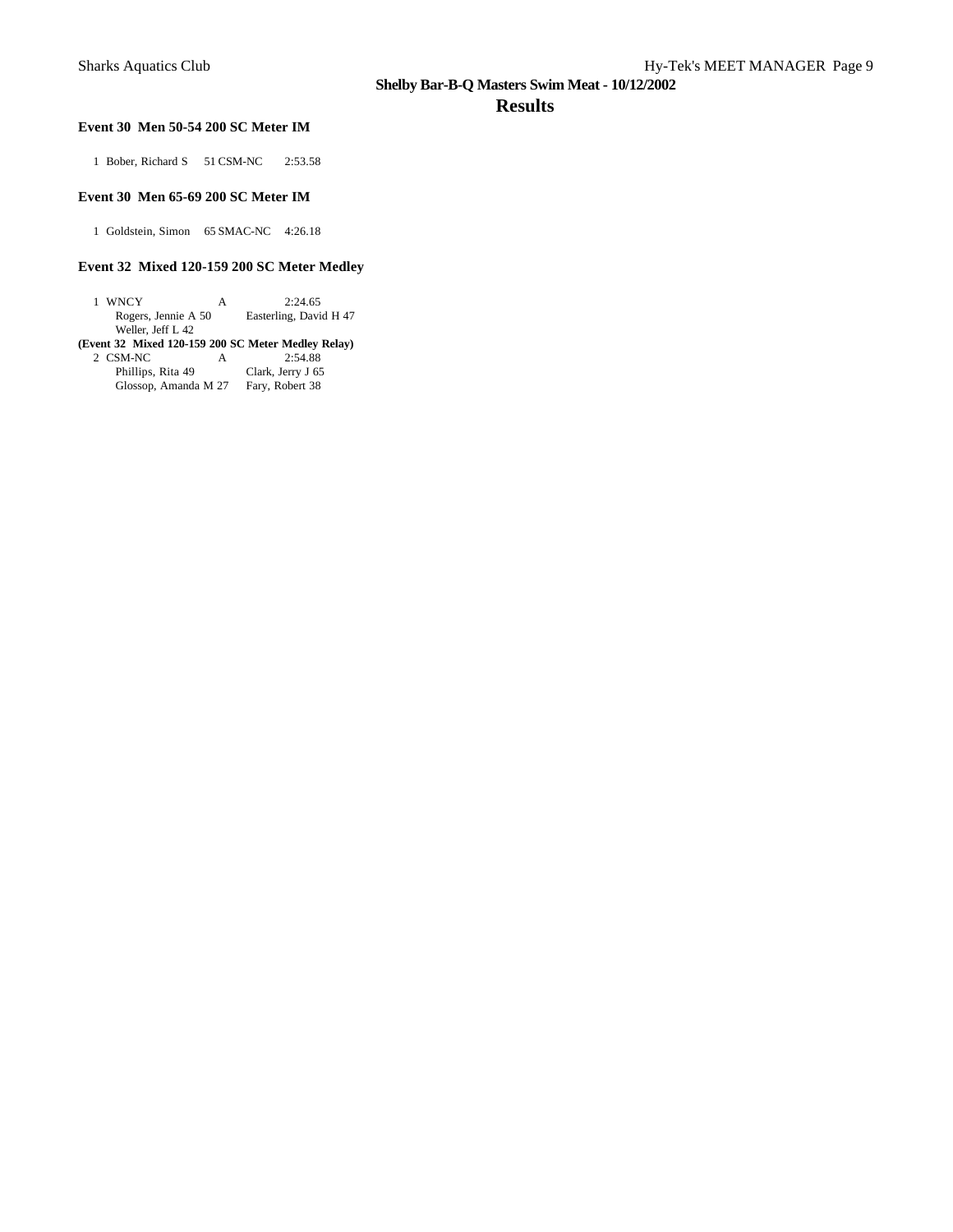## Shelby Bar-B-Q Masters Swim Meat - 10/12/2002

## Results

### Event 30 Men 50-54 200 SC Meter IM

1 Bober, Richard S 51 CSM-NC 2:53.58

### Event 30 Men 65-69 200 SC Meter IM

1 Goldstein, Simon 65 SMAC-NC 4:26.18

### Event 32 Mixed 120-159 200 SC Meter Medley

1 WNCY A 2:24.65
Rogers, Jennie A 50 Easterling, David H 47
Weller, Jeff L 42

**(Event 32 Mixed 120-159 200 SC Meter Medley Relay)**

2 CSM-NC A 2:54.88
Phillips, Rita 49 Clark, Jerry J 65
Glossop, Amanda M 27 Fary, Robert 38